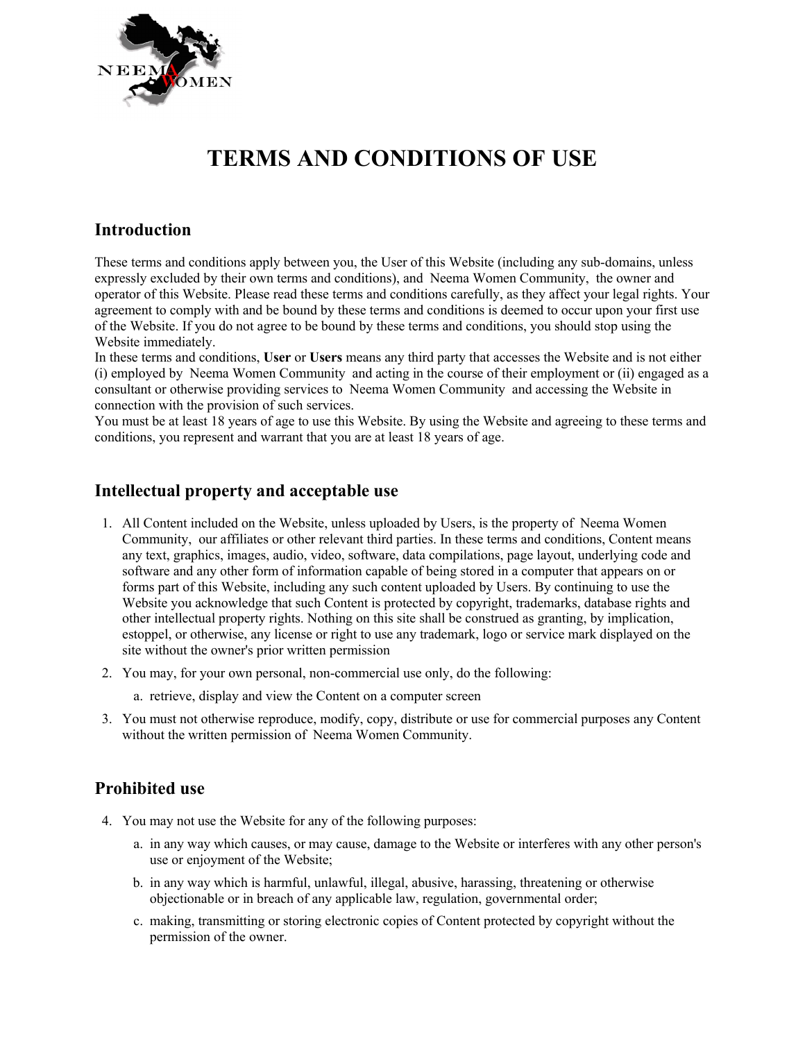# TERMS AND CONDITIONS OF USE

## Introduction

These terms and conditions apply between you, the User of this Website (including any sub-domains, unless expressly excluded by their own terms and conditions), and Neema Women Community, the owner and operator of this Website. Please read these terms and conditions carefully, as they affect your legal rights. Your agreement to comply with and be bound by these terms and conditions is deemed to occur upon your first use of the Website. If you do not agree to be bound by these terms and conditions, you should stop using the Website immediately.

In these terms and conditions, **User** or **Users** means any third party that accesses the Website and is not either (i) employed by Neema Women Community and acting in the course of their employment or (ii) engaged as a consultant or otherwise providing services to Neema Women Community and accessing the Website in connection with the provision of such services.

You must be at least 18 years of age to use this Website. By using the Website and agreeing to these terms and conditions, you represent and warrant that you are at least 18 years of age.

## Intellectual property and acceptable use

1. All Content included on the Website, unless uploaded by Users, is the property of Neema Women Community, our affiliates or other relevant third parties. In these terms and conditions, Content means any text, graphics, images, audio, video, software, data compilations, page layout, underlying code and software and any other form of information capable of being stored in a computer that appears on or forms part of this Website, including any such content uploaded by Users. By continuing to use the Website you acknowledge that such Content is protected by copyright, trademarks, database rights and other intellectual property rights. Nothing on this site shall be construed as granting, by implication, estoppel, or otherwise, any license or right to use any trademark, logo or service mark displayed on the site without the owner's prior written permission
2. You may, for your own personal, non-commercial use only, do the following:
   a. retrieve, display and view the Content on a computer screen
3. You must not otherwise reproduce, modify, copy, distribute or use for commercial purposes any Content without the written permission of Neema Women Community.

## Prohibited use

4. You may not use the Website for any of the following purposes:
   a. in any way which causes, or may cause, damage to the Website or interferes with any other person's use or enjoyment of the Website;
   b. in any way which is harmful, unlawful, illegal, abusive, harassing, threatening or otherwise objectionable or in breach of any applicable law, regulation, governmental order;
   c. making, transmitting or storing electronic copies of Content protected by copyright without the permission of the owner.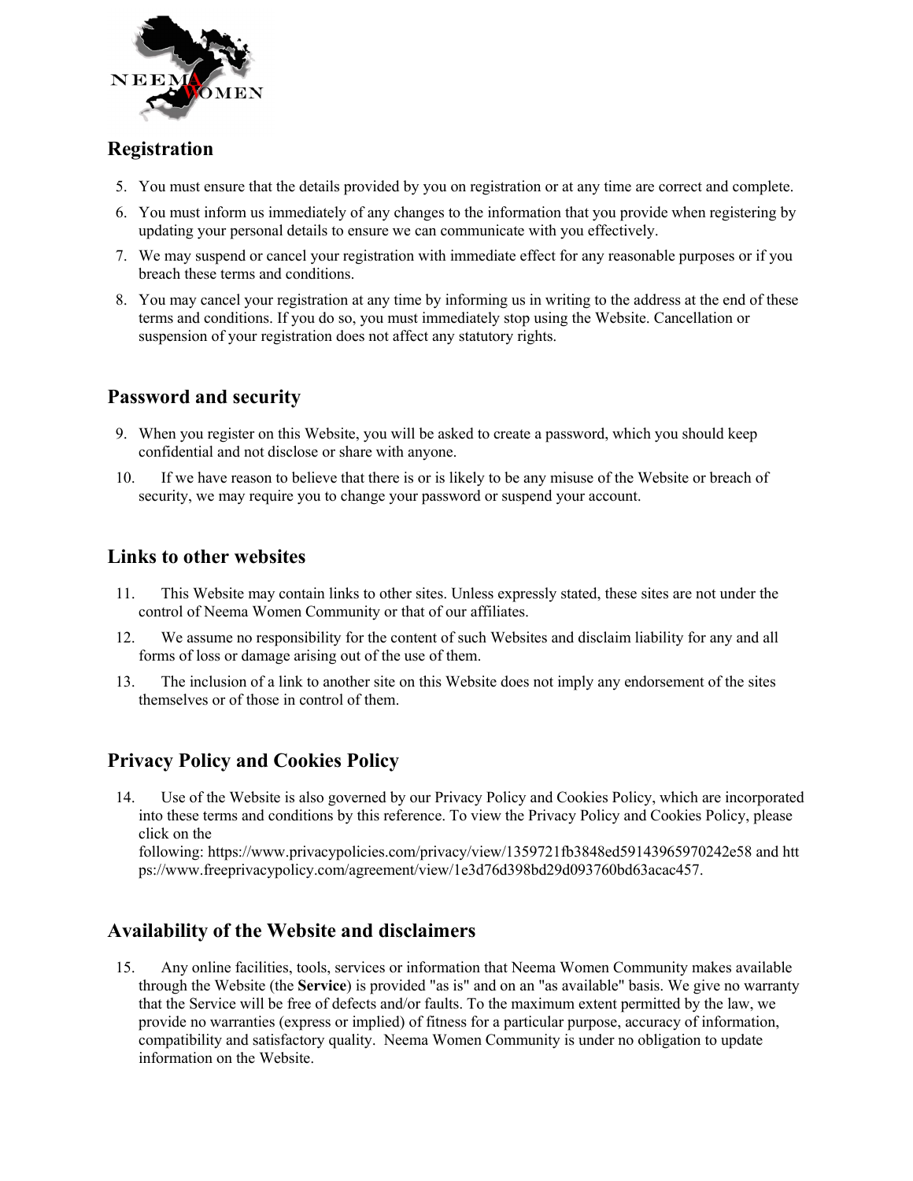## Registration

5. You must ensure that the details provided by you on registration or at any time are correct and complete.
6. You must inform us immediately of any changes to the information that you provide when registering by updating your personal details to ensure we can communicate with you effectively.
7. We may suspend or cancel your registration with immediate effect for any reasonable purposes or if you breach these terms and conditions.
8. You may cancel your registration at any time by informing us in writing to the address at the end of these terms and conditions. If you do so, you must immediately stop using the Website. Cancellation or suspension of your registration does not affect any statutory rights.

## Password and security

9. When you register on this Website, you will be asked to create a password, which you should keep confidential and not disclose or share with anyone.
10. If we have reason to believe that there is or is likely to be any misuse of the Website or breach of security, we may require you to change your password or suspend your account.

## Links to other websites

11. This Website may contain links to other sites. Unless expressly stated, these sites are not under the control of Neema Women Community or that of our affiliates.
12. We assume no responsibility for the content of such Websites and disclaim liability for any and all forms of loss or damage arising out of the use of them.
13. The inclusion of a link to another site on this Website does not imply any endorsement of the sites themselves or of those in control of them.

## Privacy Policy and Cookies Policy

14. Use of the Website is also governed by our Privacy Policy and Cookies Policy, which are incorporated into these terms and conditions by this reference. To view the Privacy Policy and Cookies Policy, please click on the following: https://www.privacypolicies.com/privacy/view/1359721fb3848ed59143965970242e58 and https://www.freeprivacypolicy.com/agreement/view/1e3d76d398bd29d093760bd63acac457.

## Availability of the Website and disclaimers

15. Any online facilities, tools, services or information that Neema Women Community makes available through the Website (the **Service**) is provided "as is" and on an "as available" basis. We give no warranty that the Service will be free of defects and/or faults. To the maximum extent permitted by the law, we provide no warranties (express or implied) of fitness for a particular purpose, accuracy of information, compatibility and satisfactory quality. Neema Women Community is under no obligation to update information on the Website.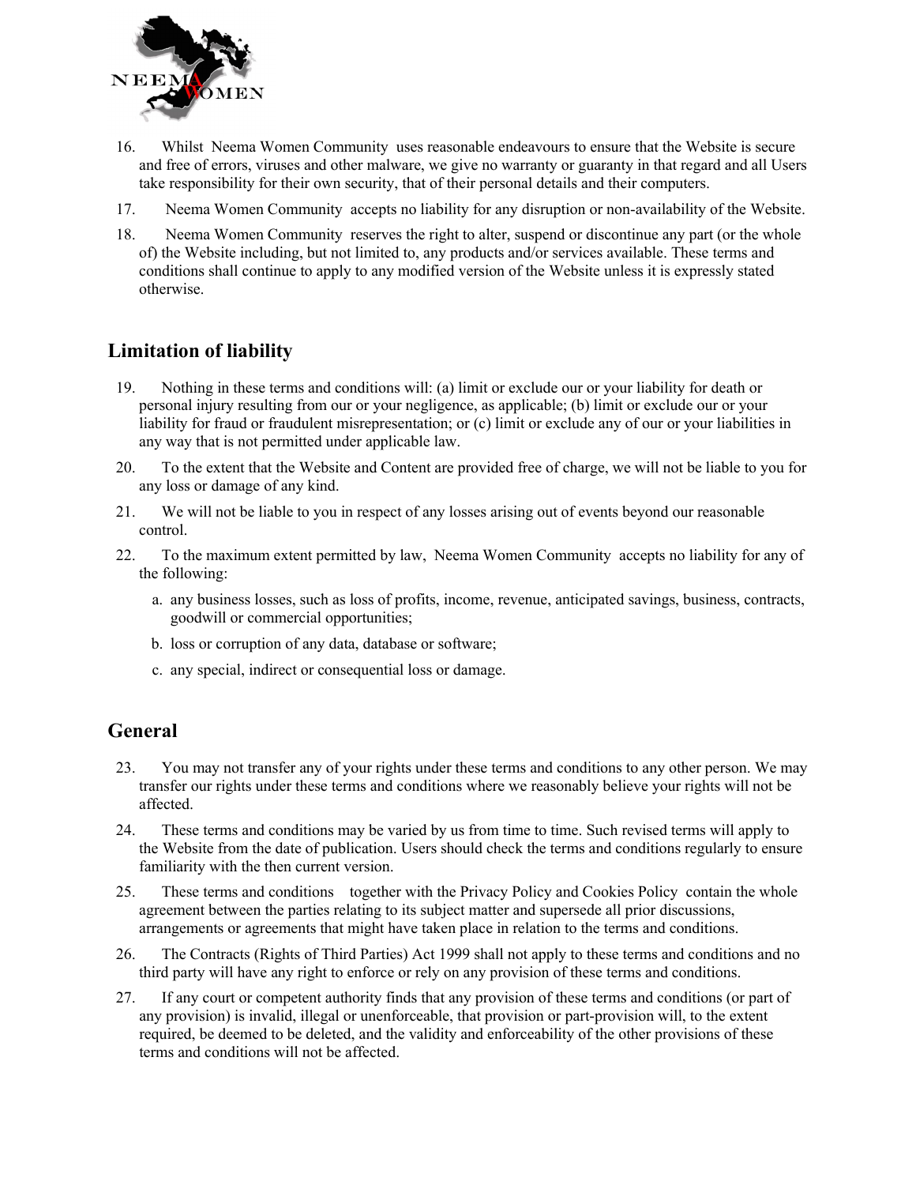16. Whilst Neema Women Community uses reasonable endeavours to ensure that the Website is secure and free of errors, viruses and other malware, we give no warranty or guaranty in that regard and all Users take responsibility for their own security, that of their personal details and their computers.
17. Neema Women Community accepts no liability for any disruption or non-availability of the Website.
18. Neema Women Community reserves the right to alter, suspend or discontinue any part (or the whole of) the Website including, but not limited to, any products and/or services available. These terms and conditions shall continue to apply to any modified version of the Website unless it is expressly stated otherwise.

## Limitation of liability

19. Nothing in these terms and conditions will: (a) limit or exclude our or your liability for death or personal injury resulting from our or your negligence, as applicable; (b) limit or exclude our or your liability for fraud or fraudulent misrepresentation; or (c) limit or exclude any of our or your liabilities in any way that is not permitted under applicable law.
20. To the extent that the Website and Content are provided free of charge, we will not be liable to you for any loss or damage of any kind.
21. We will not be liable to you in respect of any losses arising out of events beyond our reasonable control.
22. To the maximum extent permitted by law, Neema Women Community accepts no liability for any of the following:
    a. any business losses, such as loss of profits, income, revenue, anticipated savings, business, contracts, goodwill or commercial opportunities;
    b. loss or corruption of any data, database or software;
    c. any special, indirect or consequential loss or damage.

## General

23. You may not transfer any of your rights under these terms and conditions to any other person. We may transfer our rights under these terms and conditions where we reasonably believe your rights will not be affected.
24. These terms and conditions may be varied by us from time to time. Such revised terms will apply to the Website from the date of publication. Users should check the terms and conditions regularly to ensure familiarity with the then current version.
25. These terms and conditions together with the Privacy Policy and Cookies Policy contain the whole agreement between the parties relating to its subject matter and supersede all prior discussions, arrangements or agreements that might have taken place in relation to the terms and conditions.
26. The Contracts (Rights of Third Parties) Act 1999 shall not apply to these terms and conditions and no third party will have any right to enforce or rely on any provision of these terms and conditions.
27. If any court or competent authority finds that any provision of these terms and conditions (or part of any provision) is invalid, illegal or unenforceable, that provision or part-provision will, to the extent required, be deemed to be deleted, and the validity and enforceability of the other provisions of these terms and conditions will not be affected.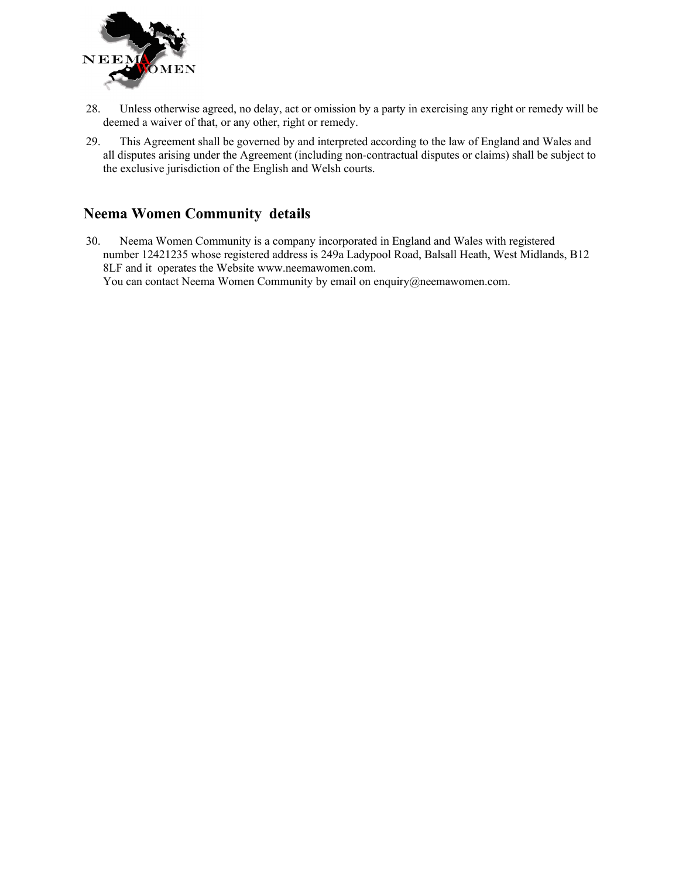28. Unless otherwise agreed, no delay, act or omission by a party in exercising any right or remedy will be deemed a waiver of that, or any other, right or remedy.

29. This Agreement shall be governed by and interpreted according to the law of England and Wales and all disputes arising under the Agreement (including non-contractual disputes or claims) shall be subject to the exclusive jurisdiction of the English and Welsh courts.

## Neema Women Community details

30. Neema Women Community is a company incorporated in England and Wales with registered number 12421235 whose registered address is 249a Ladypool Road, Balsall Heath, West Midlands, B12 8LF and it operates the Website www.neemawomen.com.
    You can contact Neema Women Community by email on enquiry@neemawomen.com.